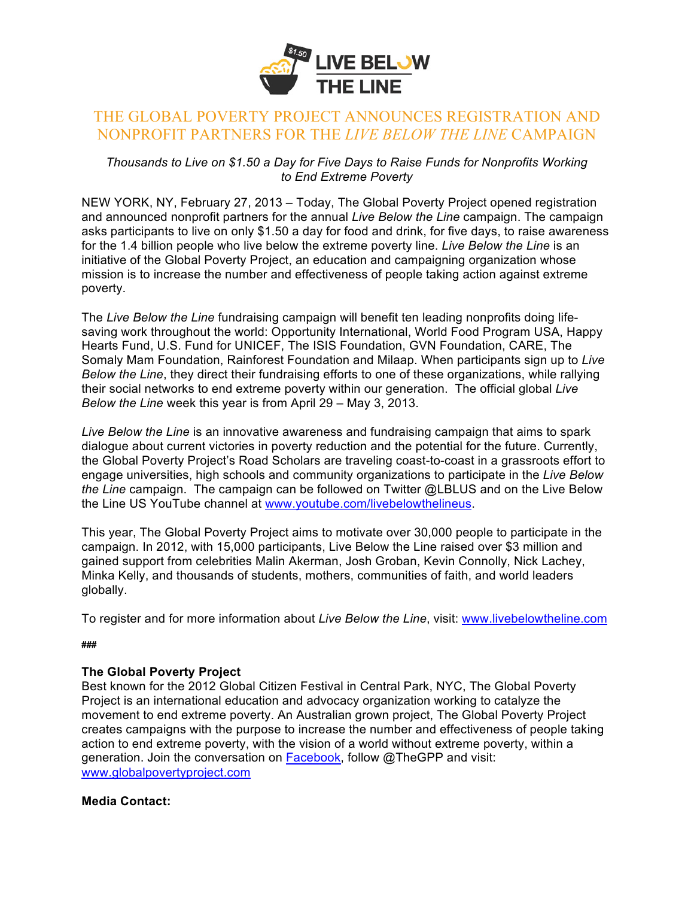LIVE BELOW THE LINE

# THE GLOBAL POVERTY PROJECT ANNOUNCES REGISTRATION AND NONPROFIT PARTNERS FOR THE *LIVE BELOW THE LINE* CAMPAIGN

*Thousands to Live on $1.50 a Day for Five Days to Raise Funds for Nonprofits Working to End Extreme Poverty*

NEW YORK, NY, February 27, 2013 – Today, The Global Poverty Project opened registration and announced nonprofit partners for the annual *Live Below the Line* campaign. The campaign asks participants to live on only $1.50 a day for food and drink, for five days, to raise awareness for the 1.4 billion people who live below the extreme poverty line. *Live Below the Line* is an initiative of the Global Poverty Project, an education and campaigning organization whose mission is to increase the number and effectiveness of people taking action against extreme poverty.

The *Live Below the Line* fundraising campaign will benefit ten leading nonprofits doing life-saving work throughout the world: Opportunity International, World Food Program USA, Happy Hearts Fund, U.S. Fund for UNICEF, The ISIS Foundation, GVN Foundation, CARE, The Somaly Mam Foundation, Rainforest Foundation and Milaap. When participants sign up to *Live Below the Line*, they direct their fundraising efforts to one of these organizations, while rallying their social networks to end extreme poverty within our generation. The official global *Live Below the Line* week this year is from April 29 – May 3, 2013.

*Live Below the Line* is an innovative awareness and fundraising campaign that aims to spark dialogue about current victories in poverty reduction and the potential for the future. Currently, the Global Poverty Project's Road Scholars are traveling coast-to-coast in a grassroots effort to engage universities, high schools and community organizations to participate in the *Live Below the Line* campaign. The campaign can be followed on Twitter @LBLUS and on the Live Below the Line US YouTube channel at www.youtube.com/livebelowthelineus.

This year, The Global Poverty Project aims to motivate over 30,000 people to participate in the campaign. In 2012, with 15,000 participants, Live Below the Line raised over $3 million and gained support from celebrities Malin Akerman, Josh Groban, Kevin Connolly, Nick Lachey, Minka Kelly, and thousands of students, mothers, communities of faith, and world leaders globally.

To register and for more information about *Live Below the Line*, visit: www.livebelowtheline.com

###

**The Global Poverty Project**
Best known for the 2012 Global Citizen Festival in Central Park, NYC, The Global Poverty Project is an international education and advocacy organization working to catalyze the movement to end extreme poverty. An Australian grown project, The Global Poverty Project creates campaigns with the purpose to increase the number and effectiveness of people taking action to end extreme poverty, with the vision of a world without extreme poverty, within a generation. Join the conversation on Facebook, follow @TheGPP and visit: www.globalpovertyproject.com

**Media Contact:**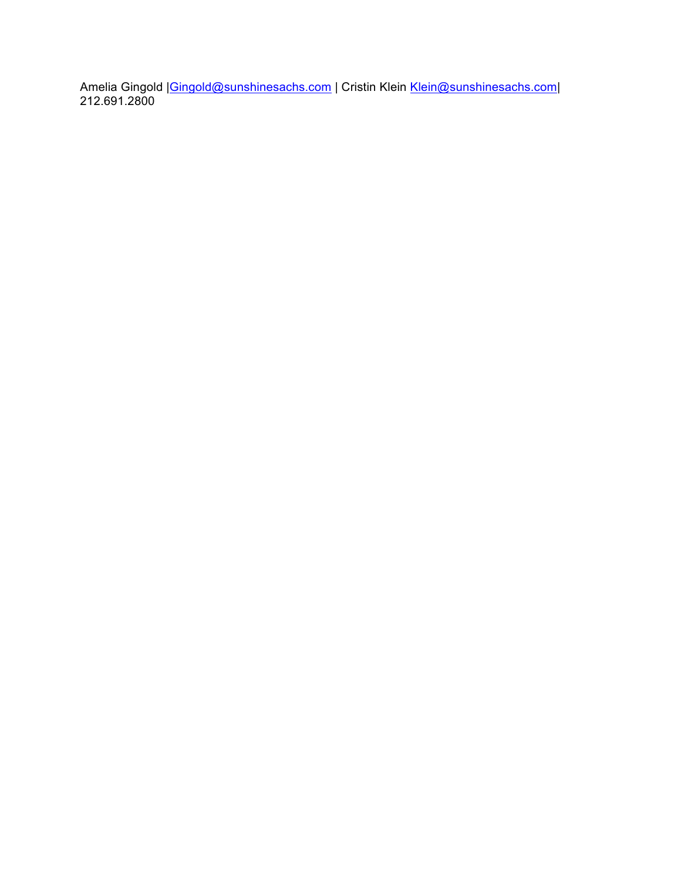Amelia Gingold |Gingold@sunshinesachs.com | Cristin Klein Klein@sunshinesachs.com| 212.691.2800